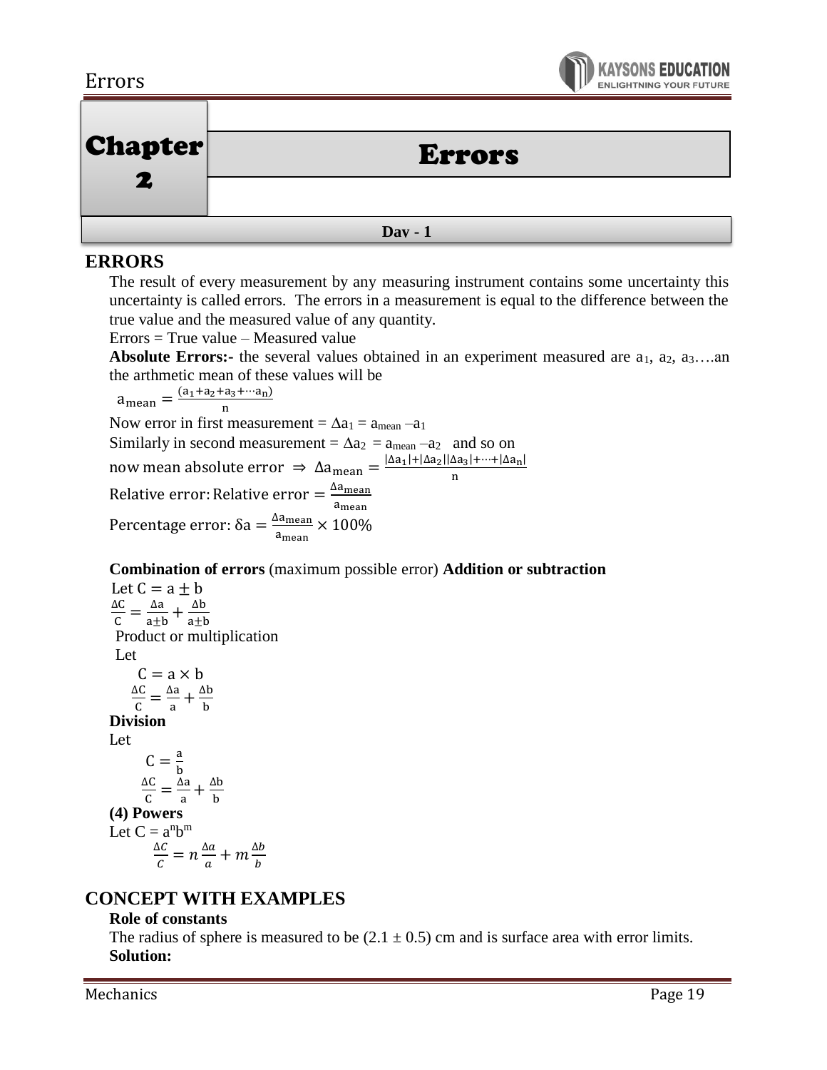# Chapter 2

# Errors

**Day - 1**

## ERRORS

The result of every measurement by any measuring instrument contains some uncertainty this uncertainty is called errors. The errors in a measurement is equal to the difference between the true value and the measured value of any quantity.

Errors = True value – Measured value

**Absolute Errors:-** the several values obtained in an experiment measured are $a_1$, $a_2$, $a_3$….an the arthmetic mean of these values will be

$$a_{mean} = \frac{(a_1 + a_2 + a_3 + \cdots a_n)}{n}$$

Now error in first measurement = $\Delta a_1 = a_{mean} - a_1$

Similarly in second measurement = $\Delta a_2 = a_{mean} - a_2$ and so on

now mean absolute error $\Rightarrow \Delta a_{mean} = \frac{|\Delta a_1| + |\Delta a_2||\Delta a_3| + \cdots + |\Delta a_n|}{n}$

Relative error: Relative error $= \frac{\Delta a_{mean}}{a_{mean}}$

Percentage error: $\delta a = \frac{\Delta a_{mean}}{a_{mean}} \times 100\%$

**Combination of errors** (maximum possible error) **Addition or subtraction**

Let $C = a \pm b$

$$\frac{\Delta C}{C} = \frac{\Delta a}{a \pm b} + \frac{\Delta b}{a \pm b}$$

Product or multiplication

Let

$$C = a \times b$$

$$\frac{\Delta C}{C} = \frac{\Delta a}{a} + \frac{\Delta b}{b}$$

**Division**

Let

$$C = \frac{a}{b}$$

$$\frac{\Delta C}{C} = \frac{\Delta a}{a} + \frac{\Delta b}{b}$$

**(4) Powers**

Let $C = a^n b^m$

$$\frac{\Delta C}{C} = n\frac{\Delta a}{a} + m\frac{\Delta b}{b}$$

## CONCEPT WITH EXAMPLES

**Role of constants**

The radius of sphere is measured to be (2.1 ± 0.5) cm and is surface area with error limits.

**Solution:**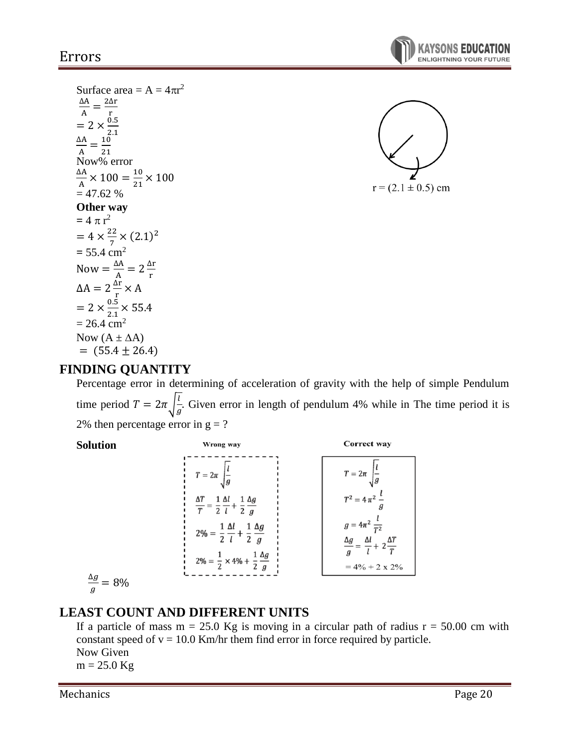Surface area = A = $4\pi r^2$

$\frac{\Delta A}{A} = \frac{2\Delta r}{r}$

$= 2 \times \frac{0.5}{2.1}$

$\frac{\Delta A}{A} = \frac{10}{21}$

Now% error

$\frac{\Delta A}{A} \times 100 = \frac{10}{21} \times 100$

= 47.62 %

r = (2.1 ± 0.5) cm

**Other way**

$= 4\,\pi\, r^2$

$= 4 \times \frac{22}{7} \times (2.1)^2$

= 55.4 $cm^2$

Now $= \frac{\Delta A}{A} = 2\frac{\Delta r}{r}$

$\Delta A = 2\frac{\Delta r}{r} \times A$

$= 2 \times \frac{0.5}{2.1} \times 55.4$

= 26.4 $cm^2$

Now $(A \pm \Delta A)$

$= (55.4 \pm 26.4)$

## FINDING QUANTITY

Percentage error in determining of acceleration of gravity with the help of simple Pendulum time period $T = 2\pi\sqrt{\frac{l}{g}}$. Given error in length of pendulum 4% while in The time period it is 2% then percentage error in g = ?

**Solution**

Wrong way

$T = 2\pi\sqrt{\frac{l}{g}}$

$\frac{\Delta T}{T} = \frac{1}{2}\frac{\Delta l}{l} + \frac{1}{2}\frac{\Delta g}{g}$

$2\% = \frac{1}{2}\frac{\Delta l}{l} + \frac{1}{2}\frac{\Delta g}{g}$

$2\% = \frac{1}{2} \times 4\% + \frac{1}{2}\frac{\Delta g}{g}$

Correct way

$T = 2\pi\sqrt{\frac{l}{g}}$

$T^2 = 4\pi^2\frac{l}{g}$

$g = 4\pi^2\frac{l}{T^2}$

$\frac{\Delta g}{g} = \frac{\Delta l}{l} + 2\frac{\Delta T}{T}$

$= 4\% + 2 \times 2\%$

$\frac{\Delta g}{g} = 8\%$

## LEAST COUNT AND DIFFERENT UNITS

If a particle of mass m = 25.0 Kg is moving in a circular path of radius r = 50.00 cm with constant speed of v = 10.0 Km/hr them find error in force required by particle.

Now Given

m = 25.0 Kg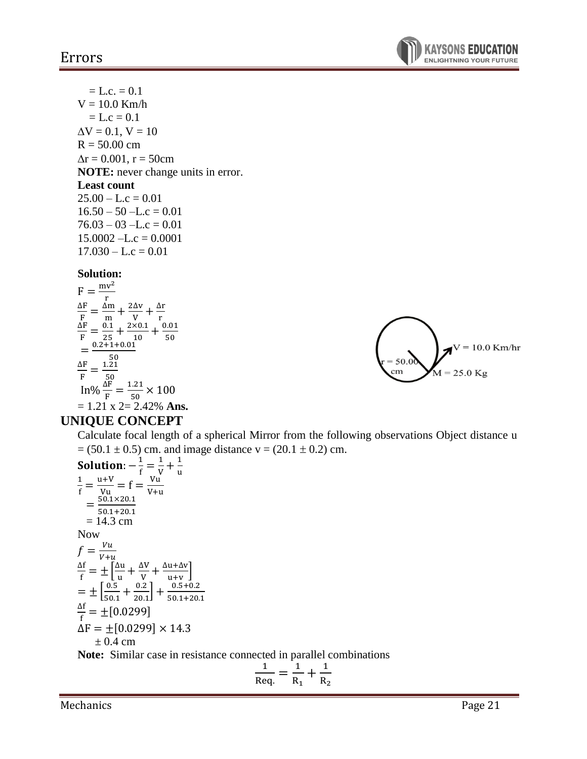= L.c. = 0.1

V = 10.0 Km/h

= L.c = 0.1

$\Delta$V = 0.1, V = 10

R = 50.00 cm

$\Delta$r = 0.001, r = 50cm

**NOTE:** never change units in error.

**Least count**

25.00 – L.c = 0.01

16.50 – 50 –L.c = 0.01

76.03 – 03 –L.c = 0.01

15.0002 –L.c = 0.0001

17.030 – L.c = 0.01

**Solution:**

$\mathrm{F} = \frac{\mathrm{mv}^2}{\mathrm{r}}$

$\frac{\Delta \mathrm{F}}{\mathrm{F}} = \frac{\Delta \mathrm{m}}{\mathrm{m}} + \frac{2\Delta \mathrm{v}}{\mathrm{V}} + \frac{\Delta \mathrm{r}}{\mathrm{r}}$

$\frac{\Delta \mathrm{F}}{\mathrm{F}} = \frac{0.1}{25} + \frac{2\times 0.1}{10} + \frac{0.01}{50}$

$= \frac{0.2+1+0.01}{50}$

$\frac{\Delta \mathrm{F}}{\mathrm{F}} = \frac{1.21}{50}$

In% $\frac{\Delta \mathrm{F}}{\mathrm{F}} = \frac{1.21}{50} \times 100$

= 1.21 x 2= 2.42% **Ans.**

r = 50.00 cm, V = 10.0 Km/hr, M = 25.0 Kg

## UNIQUE CONCEPT

Calculate focal length of a spherical Mirror from the following observations Object distance u = (50.1 ± 0.5) cm. and image distance v = (20.1 ± 0.2) cm.

**Solution**: $-\frac{1}{\mathrm{f}} = \frac{1}{\mathrm{V}} + \frac{1}{\mathrm{u}}$

$\frac{1}{\mathrm{f}} = \frac{\mathrm{u+V}}{\mathrm{Vu}} = \mathrm{f} = \frac{\mathrm{Vu}}{\mathrm{V+u}}$

$= \frac{50.1\times 20.1}{50.1+20.1}$

= 14.3 cm

Now

$f = \frac{Vu}{V+u}$

$\frac{\Delta \mathrm{f}}{\mathrm{f}} = \pm\left[\frac{\Delta \mathrm{u}}{\mathrm{u}} + \frac{\Delta \mathrm{V}}{\mathrm{V}} + \frac{\Delta \mathrm{u}+\Delta \mathrm{v}}{\mathrm{u+v}}\right]$

$= \pm\left[\frac{0.5}{50.1} + \frac{0.2}{20.1}\right] + \frac{0.5+0.2}{50.1+20.1}$

$\frac{\Delta \mathrm{f}}{\mathrm{f}} = \pm[0.0299]$

$\Delta \mathrm{F} = \pm[0.0299] \times 14.3$

± 0.4 cm

**Note:** Similar case in resistance connected in parallel combinations

$$\frac{1}{\mathrm{R_{eq.}}} = \frac{1}{\mathrm{R}_1} + \frac{1}{\mathrm{R}_2}$$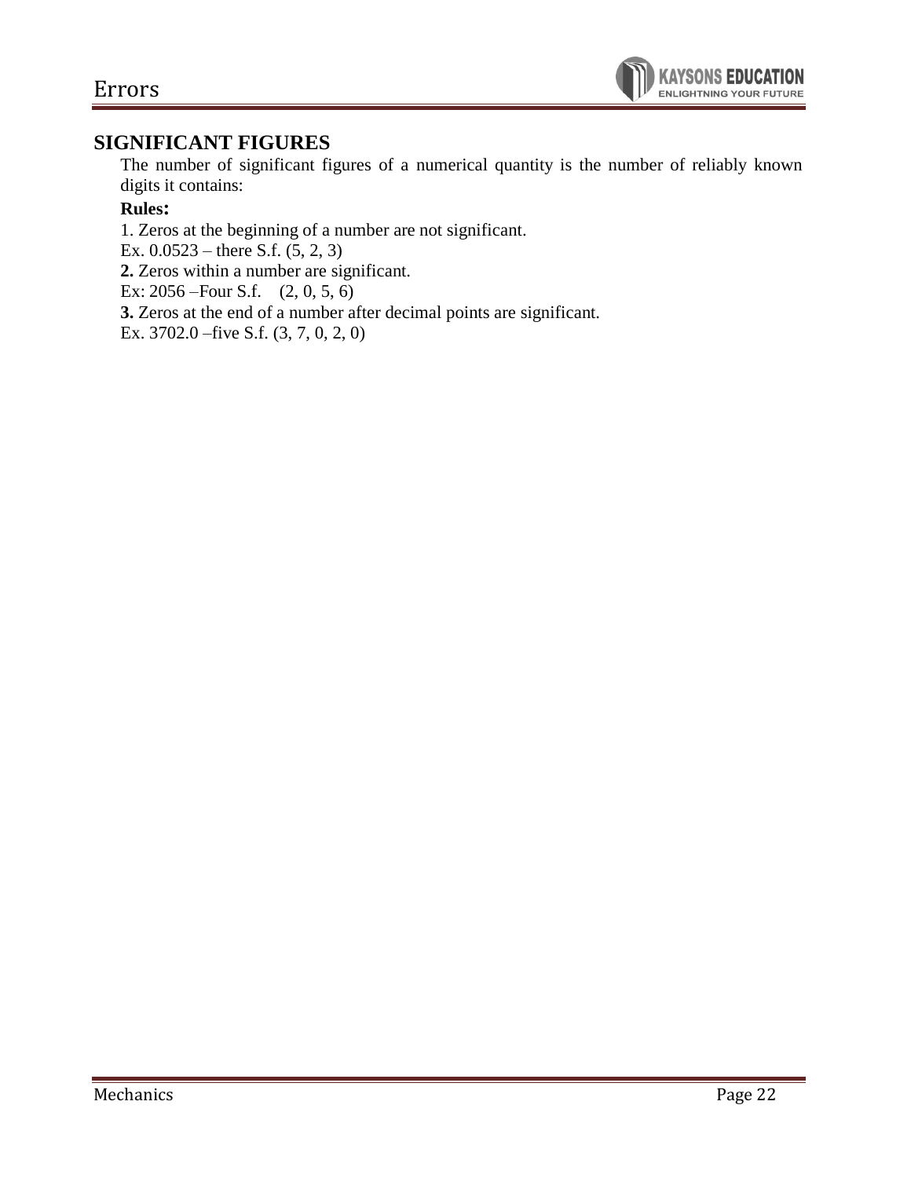## SIGNIFICANT FIGURES

The number of significant figures of a numerical quantity is the number of reliably known digits it contains:

**Rules:**

1. Zeros at the beginning of a number are not significant.

Ex. 0.0523 – there S.f. (5, 2, 3)

**2.** Zeros within a number are significant.

Ex: 2056 –Four S.f. (2, 0, 5, 6)

**3.** Zeros at the end of a number after decimal points are significant.

Ex. 3702.0 –five S.f. (3, 7, 0, 2, 0)